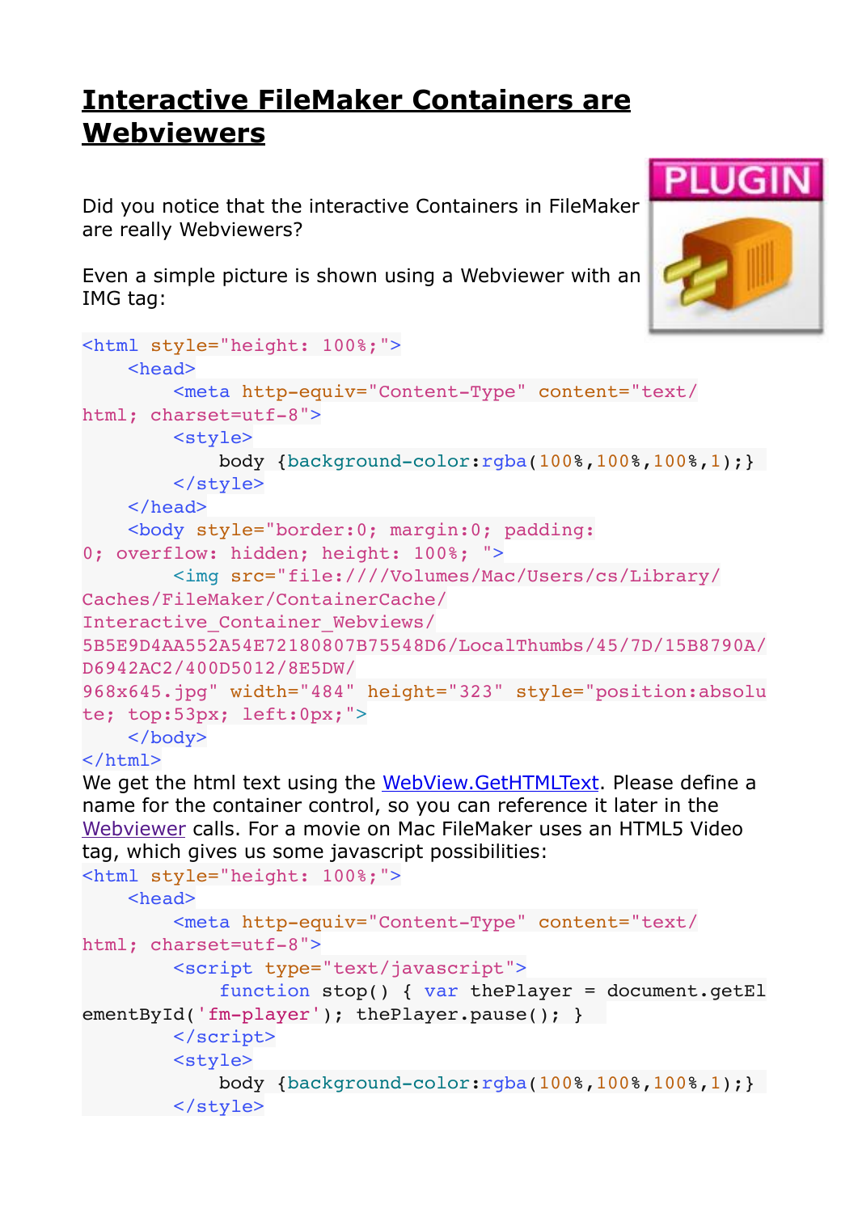# Interactive FileMaker Containers are Webviewers

Did you notice that the interactive Containers in FileMaker are really Webviewers?

Even a simple picture is shown using a Webviewer with an IMG tag:

```
<html style="height: 100%;">
    <head>
        <meta http-equiv="Content-Type" content="text/html; charset=utf-8">
        <style>
            body {background-color:rgba(100%,100%,100%,1);}
        </style>
    </head>
    <body style="border:0; margin:0; padding:0; overflow: hidden; height: 100%; ">
        <img src="file:////Volumes/Mac/Users/cs/Library/Caches/FileMaker/ContainerCache/Interactive_Container_Webviews/5B5E9D4AA552A54E72180807B75548D6/LocalThumbs/45/7D/15B8790A/D6942AC2/400D5012/8E5DW/968x645.jpg" width="484" height="323" style="position:absolute; top:53px; left:0px;">
    </body>
</html>
```

We get the html text using the WebView.GetHTMLText. Please define a name for the container control, so you can reference it later in the Webviewer calls. For a movie on Mac FileMaker uses an HTML5 Video tag, which gives us some javascript possibilities:

```
<html style="height: 100%;">
    <head>
        <meta http-equiv="Content-Type" content="text/html; charset=utf-8">
        <script type="text/javascript">
            function stop() { var thePlayer = document.getElementById('fm-player'); thePlayer.pause(); }
        </script>
        <style>
            body {background-color:rgba(100%,100%,100%,1);}
        </style>
```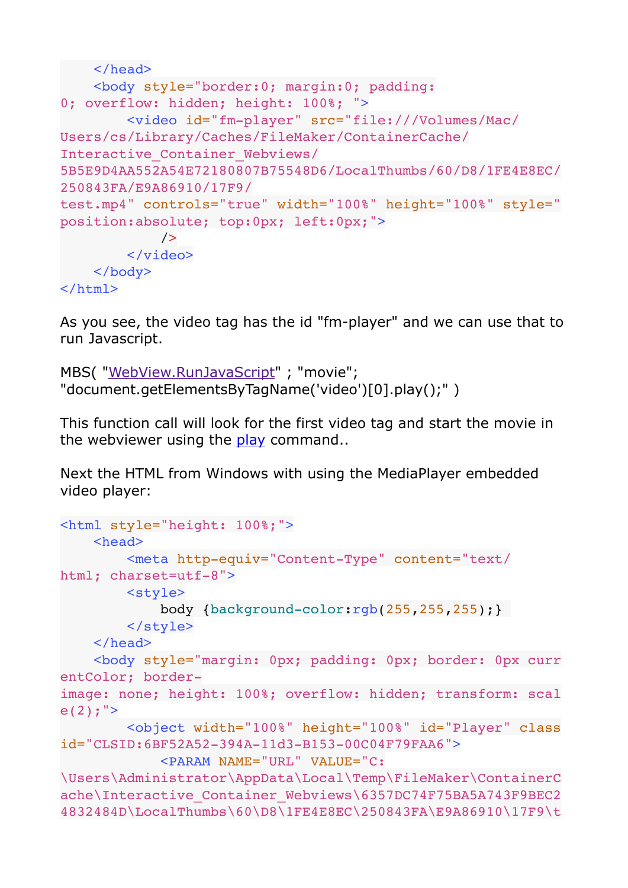```
    </head>
    <body style="border:0; margin:0; padding:
0; overflow: hidden; height: 100%; ">
        <video id="fm-player" src="file:///Volumes/Mac/
Users/cs/Library/Caches/FileMaker/ContainerCache/
Interactive_Container_Webviews/
5B5E9D4AA552A54E72180807B75548D6/LocalThumbs/60/D8/1FE4E8EC/
250843FA/E9A86910/17F9/
test.mp4" controls="true" width="100%" height="100%" style="
position:absolute; top:0px; left:0px;">
            />
        </video>
    </body>
</html>
```

As you see, the video tag has the id "fm-player" and we can use that to run Javascript.

MBS( "WebView.RunJavaScript" ; "movie"; "document.getElementsByTagName('video')[0].play();" )

This function call will look for the first video tag and start the movie in the webviewer using the play command..

Next the HTML from Windows with using the MediaPlayer embedded video player:

```
<html style="height: 100%;">
    <head>
        <meta http-equiv="Content-Type" content="text/
html; charset=utf-8">
        <style>
            body {background-color:rgb(255,255,255);}
        </style>
    </head>
    <body style="margin: 0px; padding: 0px; border: 0px curr
entColor; border-
image: none; height: 100%; overflow: hidden; transform: scal
e(2);">
        <object width="100%" height="100%" id="Player" class
id="CLSID:6BF52A52-394A-11d3-B153-00C04F79FAA6">
            <PARAM NAME="URL" VALUE="C:
\Users\Administrator\AppData\Local\Temp\FileMaker\ContainerC
ache\Interactive_Container_Webviews\6357DC74F75BA5A743F9BEC2
4832484D\LocalThumbs\60\D8\1FE4E8EC\250843FA\E9A86910\17F9\t
```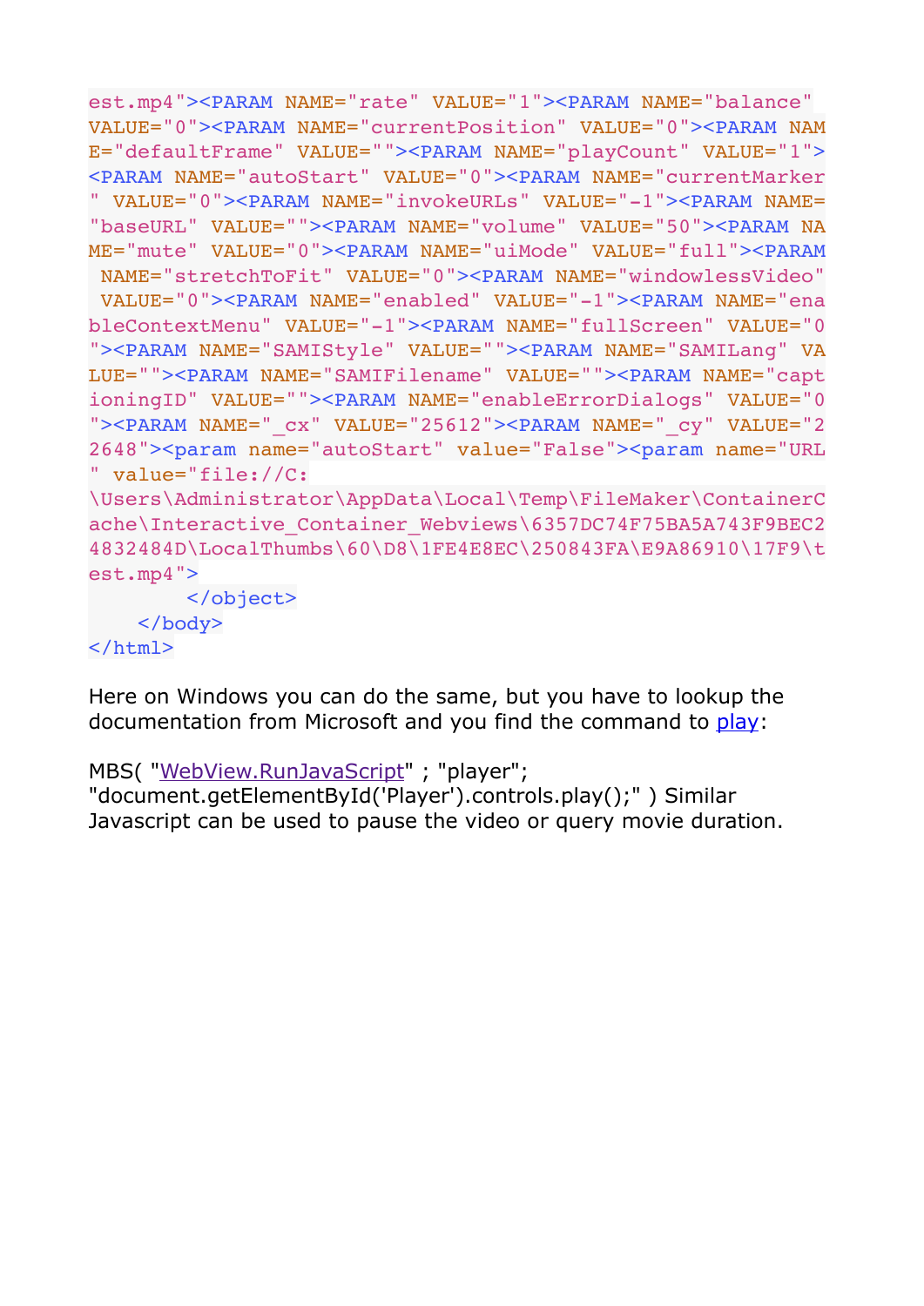```
est.mp4"><PARAM NAME="rate" VALUE="1"><PARAM NAME="balance" VALUE="0"><PARAM NAME="currentPosition" VALUE="0"><PARAM NAME="defaultFrame" VALUE=""><PARAM NAME="playCount" VALUE="1"><PARAM NAME="autoStart" VALUE="0"><PARAM NAME="currentMarker" VALUE="0"><PARAM NAME="invokeURLs" VALUE="-1"><PARAM NAME="baseURL" VALUE=""><PARAM NAME="volume" VALUE="50"><PARAM NAME="mute" VALUE="0"><PARAM NAME="uiMode" VALUE="full"><PARAM NAME="stretchToFit" VALUE="0"><PARAM NAME="windowlessVideo" VALUE="0"><PARAM NAME="enabled" VALUE="-1"><PARAM NAME="enableContextMenu" VALUE="-1"><PARAM NAME="fullScreen" VALUE="0"><PARAM NAME="SAMIStyle" VALUE=""><PARAM NAME="SAMILang" VALUE=""><PARAM NAME="SAMIFilename" VALUE=""><PARAM NAME="captioningID" VALUE=""><PARAM NAME="enableErrorDialogs" VALUE="0"><PARAM NAME="_cx" VALUE="25612"><PARAM NAME="_cy" VALUE="22648"><param name="autoStart" value="False"><param name="URL" value="file://C:\Users\Administrator\AppData\Local\Temp\FileMaker\ContainerCache\Interactive_Container_Webviews\6357DC74F75BA5A743F9BEC24832484D\LocalThumbs\60\D8\1FE4E8EC\250843FA\E9A86910\17F9\test.mp4">
        </object>
    </body>
</html>
```

Here on Windows you can do the same, but you have to lookup the documentation from Microsoft and you find the command to play:

MBS( "WebView.RunJavaScript" ; "player"; "document.getElementById('Player').controls.play();" ) Similar Javascript can be used to pause the video or query movie duration.